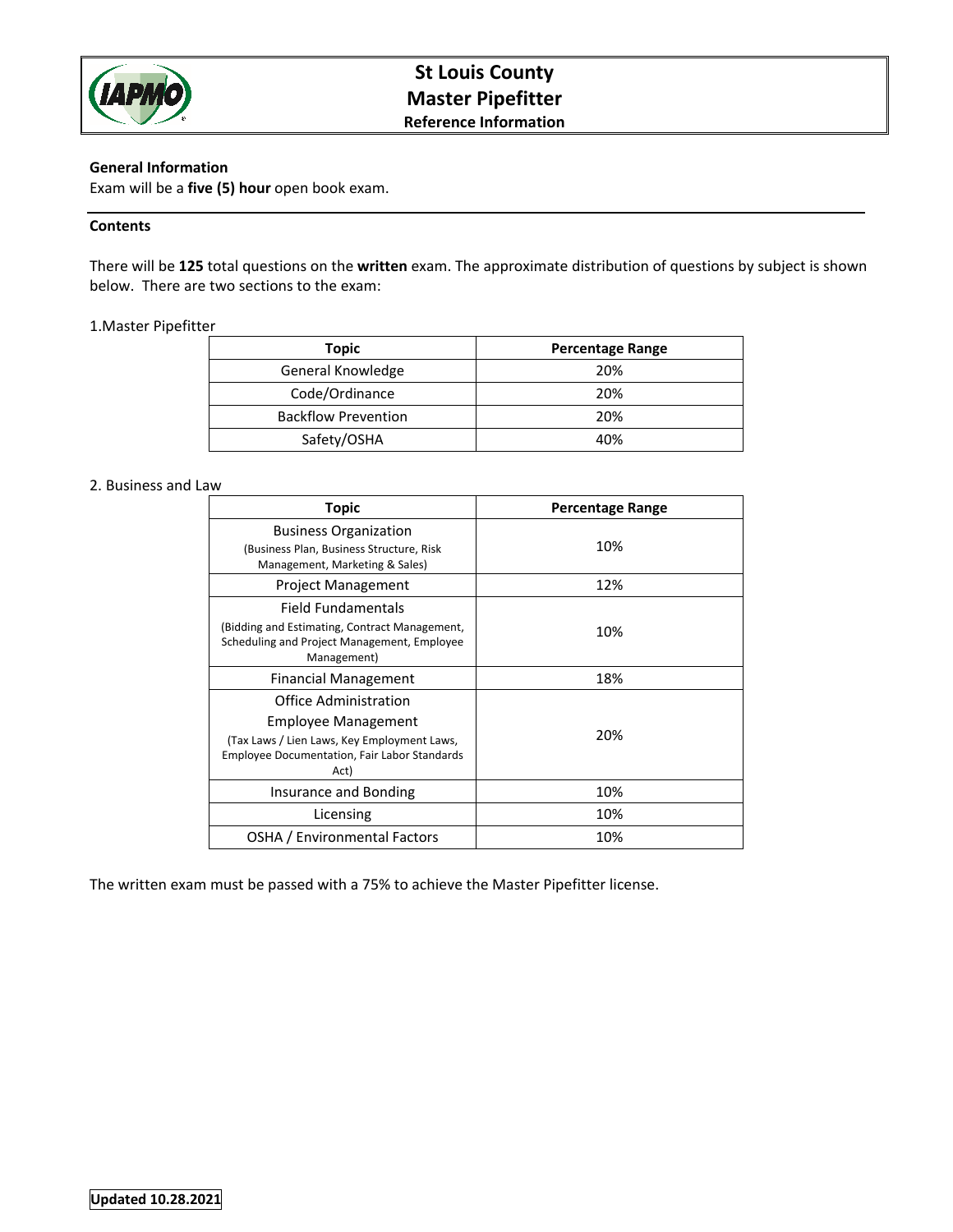# St Louis County
# Master Pipefitter
## Reference Information

**General Information**

Exam will be a **five (5) hour** open book exam.

---

**Contents**

There will be **125** total questions on the **written** exam. The approximate distribution of questions by subject is shown below. There are two sections to the exam:

1.Master Pipefitter

| Topic | Percentage Range |
|---|---|
| General Knowledge | 20% |
| Code/Ordinance | 20% |
| Backflow Prevention | 20% |
| Safety/OSHA | 40% |

2. Business and Law

| Topic | Percentage Range |
|---|---|
| Business Organization (Business Plan, Business Structure, Risk Management, Marketing & Sales) | 10% |
| Project Management | 12% |
| Field Fundamentals (Bidding and Estimating, Contract Management, Scheduling and Project Management, Employee Management) | 10% |
| Financial Management | 18% |
| Office Administration Employee Management (Tax Laws / Lien Laws, Key Employment Laws, Employee Documentation, Fair Labor Standards Act) | 20% |
| Insurance and Bonding | 10% |
| Licensing | 10% |
| OSHA / Environmental Factors | 10% |

The written exam must be passed with a 75% to achieve the Master Pipefitter license.

**Updated 10.28.2021**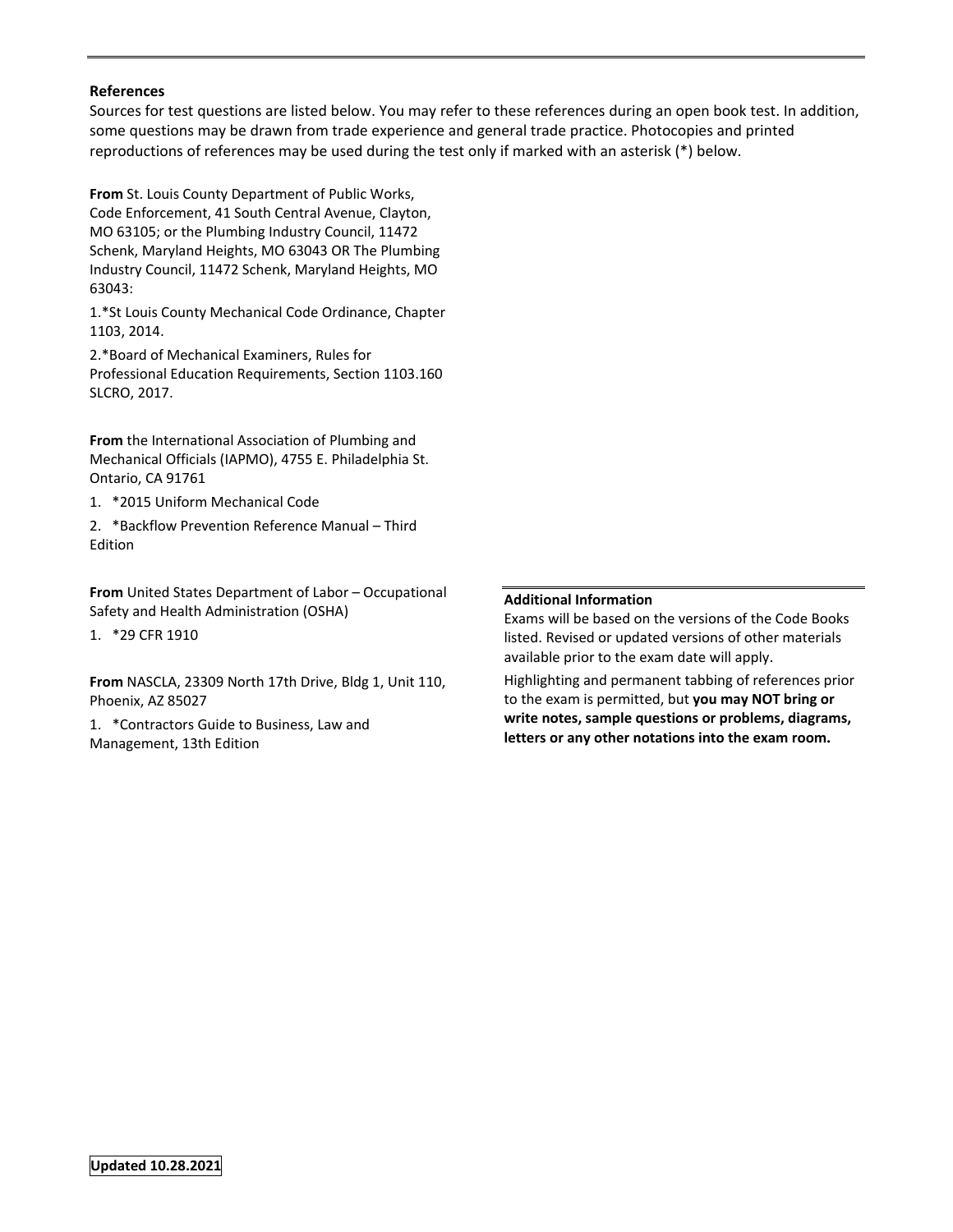**References**

Sources for test questions are listed below. You may refer to these references during an open book test. In addition, some questions may be drawn from trade experience and general trade practice. Photocopies and printed reproductions of references may be used during the test only if marked with an asterisk (*) below.

**From** St. Louis County Department of Public Works, Code Enforcement, 41 South Central Avenue, Clayton, MO 63105; or the Plumbing Industry Council, 11472 Schenk, Maryland Heights, MO 63043 OR The Plumbing Industry Council, 11472 Schenk, Maryland Heights, MO 63043:

1.*St Louis County Mechanical Code Ordinance, Chapter 1103, 2014.

2.*Board of Mechanical Examiners, Rules for Professional Education Requirements, Section 1103.160 SLCRO, 2017.

**From** the International Association of Plumbing and Mechanical Officials (IAPMO), 4755 E. Philadelphia St. Ontario, CA 91761

1. *2015 Uniform Mechanical Code
2. *Backflow Prevention Reference Manual – Third Edition

**From** United States Department of Labor – Occupational Safety and Health Administration (OSHA)

1. *29 CFR 1910

**From** NASCLA, 23309 North 17th Drive, Bldg 1, Unit 110, Phoenix, AZ 85027

1. *Contractors Guide to Business, Law and Management, 13th Edition

**Additional Information**

Exams will be based on the versions of the Code Books listed. Revised or updated versions of other materials available prior to the exam date will apply.

Highlighting and permanent tabbing of references prior to the exam is permitted, but **you may NOT bring or write notes, sample questions or problems, diagrams, letters or any other notations into the exam room.**

**Updated 10.28.2021**